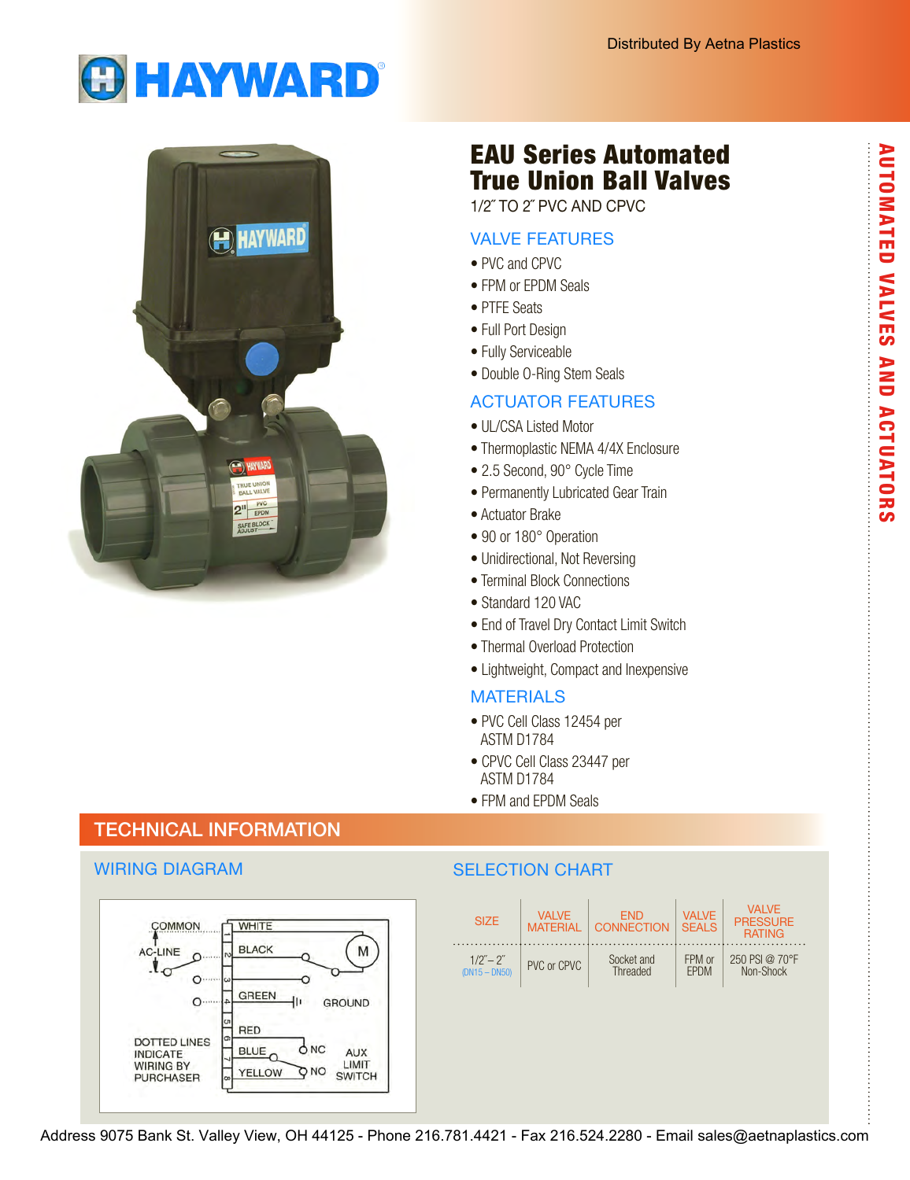Distributed By Aetna Plastics

# HAYWARD

# EAU Series Automated True Union Ball Valves

1/2″ TO 2″ PVC AND CPVC

## VALVE FEATURES

- PVC and CPVC
- FPM or EPDM Seals
- PTFE Seats
- Full Port Design
- Fully Serviceable
- Double O-Ring Stem Seals

## ACTUATOR FEATURES

- UL/CSA Listed Motor
- Thermoplastic NEMA 4/4X Enclosure
- 2.5 Second, 90° Cycle Time
- Permanently Lubricated Gear Train
- Actuator Brake
- 90 or 180° Operation
- Unidirectional, Not Reversing
- Terminal Block Connections
- Standard 120 VAC
- End of Travel Dry Contact Limit Switch
- Thermal Overload Protection
- Lightweight, Compact and Inexpensive

## MATERIALS

- PVC Cell Class 12454 per ASTM D1784
- CPVC Cell Class 23447 per ASTM D1784
- FPM and EPDM Seals

AUTOMATED VALVES AND ACTUATORS

## TECHNICAL INFORMATION

### WIRING DIAGRAM

COMMON — WHITE (1)
AC-LINE — BLACK (2) — M
(3)
GREEN (4) — GROUND
RED (5)
BLUE (6) — NC
YELLOW (7) — NO — AUX LIMIT SWITCH
(8)

DOTTED LINES INDICATE WIRING BY PURCHASER

### SELECTION CHART

| SIZE | VALVE MATERIAL | END CONNECTION | VALVE SEALS | VALVE PRESSURE RATING |
|---|---|---|---|---|
| 1/2″ – 2″ (DN15 – DN50) | PVC or CPVC | Socket and Threaded | FPM or EPDM | 250 PSI @ 70°F Non-Shock |

Address 9075 Bank St. Valley View, OH 44125 - Phone 216.781.4421 - Fax 216.524.2280 - Email sales@aetnaplastics.com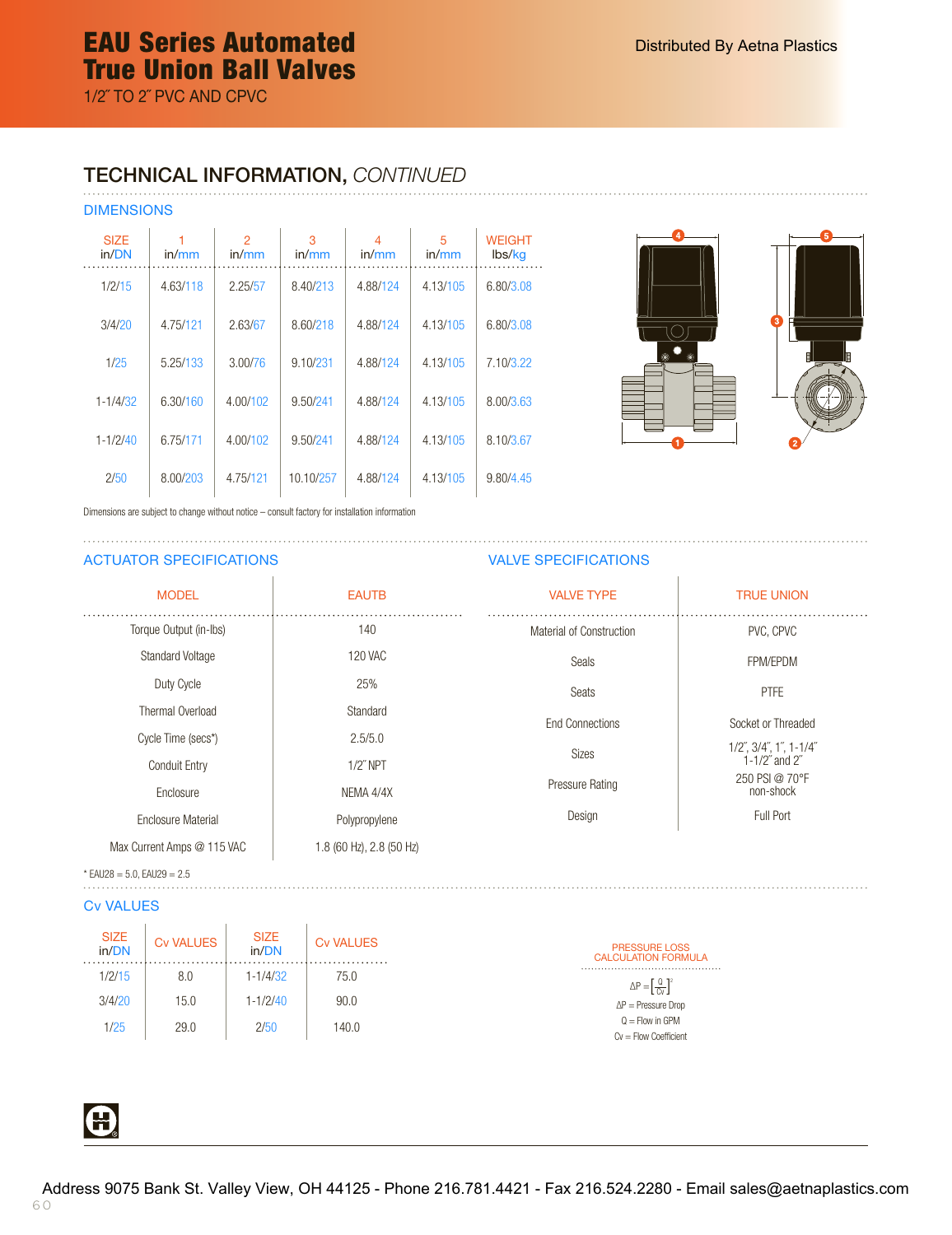# EAU Series Automated True Union Ball Valves

1/2˝ TO 2˝ PVC AND CPVC

Distributed By Aetna Plastics

## TECHNICAL INFORMATION, *CONTINUED*

### DIMENSIONS

| SIZE in/DN | 1 in/mm | 2 in/mm | 3 in/mm | 4 in/mm | 5 in/mm | WEIGHT lbs/kg |
|---|---|---|---|---|---|---|
| 1/2/15 | 4.63/118 | 2.25/57 | 8.40/213 | 4.88/124 | 4.13/105 | 6.80/3.08 |
| 3/4/20 | 4.75/121 | 2.63/67 | 8.60/218 | 4.88/124 | 4.13/105 | 6.80/3.08 |
| 1/25 | 5.25/133 | 3.00/76 | 9.10/231 | 4.88/124 | 4.13/105 | 7.10/3.22 |
| 1-1/4/32 | 6.30/160 | 4.00/102 | 9.50/241 | 4.88/124 | 4.13/105 | 8.00/3.63 |
| 1-1/2/40 | 6.75/171 | 4.00/102 | 9.50/241 | 4.88/124 | 4.13/105 | 8.10/3.67 |
| 2/50 | 8.00/203 | 4.75/121 | 10.10/257 | 4.88/124 | 4.13/105 | 9.80/4.45 |

Dimensions are subject to change without notice – consult factory for installation information

### ACTUATOR SPECIFICATIONS

| MODEL | EAUTB |
|---|---|
| Torque Output (in-lbs) | 140 |
| Standard Voltage | 120 VAC |
| Duty Cycle | 25% |
| Thermal Overload | Standard |
| Cycle Time (secs*) | 2.5/5.0 |
| Conduit Entry | 1/2˝ NPT |
| Enclosure | NEMA 4/4X |
| Enclosure Material | Polypropylene |
| Max Current Amps @ 115 VAC | 1.8 (60 Hz), 2.8 (50 Hz) |

\* EAU28 = 5.0, EAU29 = 2.5

### VALVE SPECIFICATIONS

| VALVE TYPE | TRUE UNION |
|---|---|
| Material of Construction | PVC, CPVC |
| Seals | FPM/EPDM |
| Seats | PTFE |
| End Connections | Socket or Threaded |
| Sizes | 1/2˝, 3/4˝, 1˝, 1-1/4˝ 1-1/2˝ and 2˝ |
| Pressure Rating | 250 PSI @ 70°F non-shock |
| Design | Full Port |

### Cv VALUES

| SIZE in/DN | Cv VALUES | SIZE in/DN | Cv VALUES |
|---|---|---|---|
| 1/2/15 | 8.0 | 1-1/4/32 | 75.0 |
| 3/4/20 | 15.0 | 1-1/2/40 | 90.0 |
| 1/25 | 29.0 | 2/50 | 140.0 |

PRESSURE LOSS CALCULATION FORMULA

$$\Delta P = \left[\frac{Q}{Cv}\right]^2$$

ΔP = Pressure Drop

Q = Flow in GPM

Cv = Flow Coefficient

Address 9075 Bank St. Valley View, OH 44125 - Phone 216.781.4421 - Fax 216.524.2280 - Email sales@aetnaplastics.com